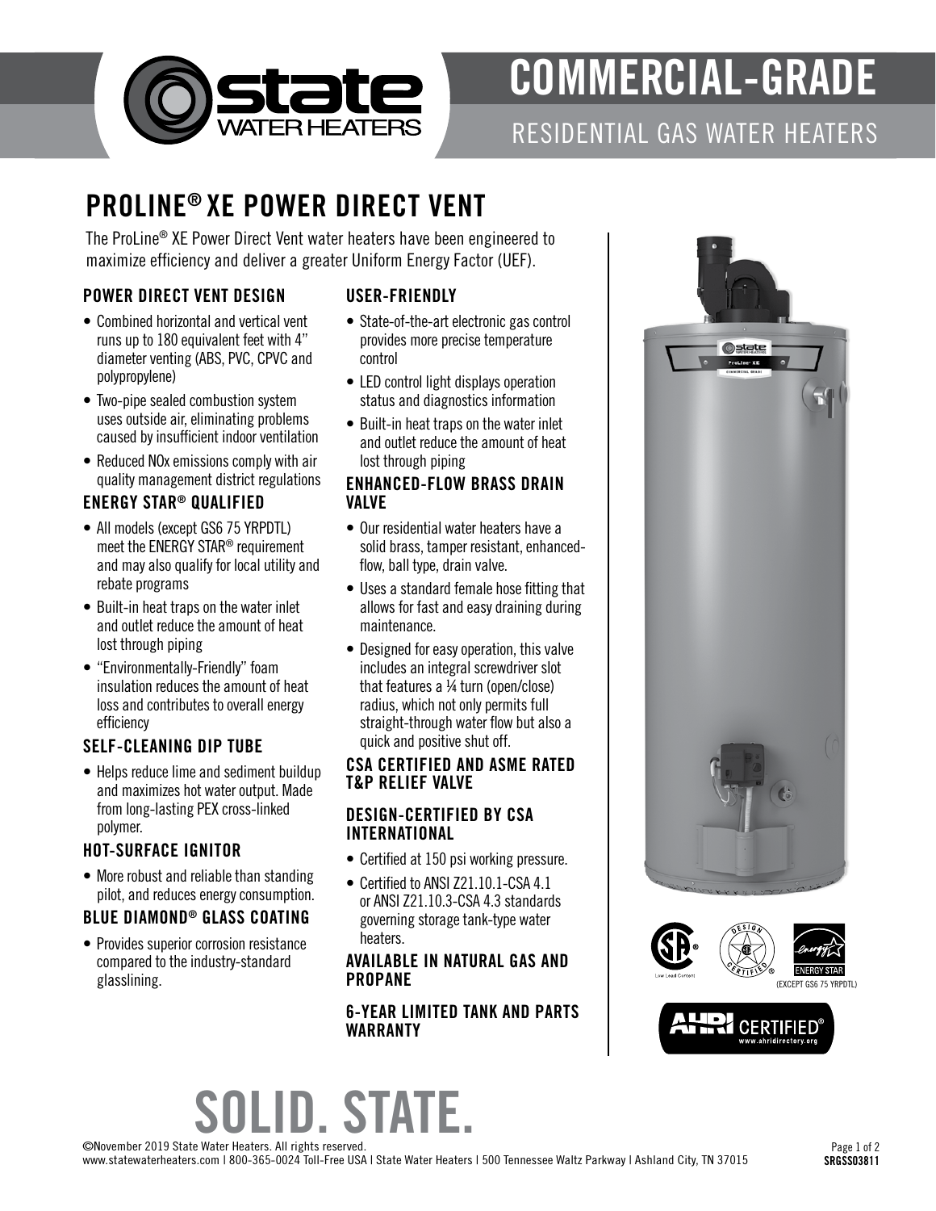# COMMERCIAL-GRADE

RESIDENTIAL GAS WATER HEATERS

## PROLINE® XE POWER DIRECT VENT

The ProLine® XE Power Direct Vent water heaters have been engineered to maximize efficiency and deliver a greater Uniform Energy Factor (UEF).

### POWER DIRECT VENT DESIGN

- Combined horizontal and vertical vent runs up to 180 equivalent feet with 4" diameter venting (ABS, PVC, CPVC and polypropylene)
- Two-pipe sealed combustion system uses outside air, eliminating problems caused by insufficient indoor ventilation
- Reduced NOx emissions comply with air quality management district regulations

### ENERGY STAR® QUALIFIED

- All models (except GS6 75 YRPDTL) meet the ENERGY STAR® requirement and may also qualify for local utility and rebate programs
- Built-in heat traps on the water inlet and outlet reduce the amount of heat lost through piping
- "Environmentally-Friendly" foam insulation reduces the amount of heat loss and contributes to overall energy efficiency

### SELF-CLEANING DIP TUBE

- Helps reduce lime and sediment buildup and maximizes hot water output. Made from long-lasting PEX cross-linked polymer.

### HOT-SURFACE IGNITOR

- More robust and reliable than standing pilot, and reduces energy consumption.

### BLUE DIAMOND® GLASS COATING

- Provides superior corrosion resistance compared to the industry-standard glasslining.

### USER-FRIENDLY

- State-of-the-art electronic gas control provides more precise temperature control
- LED control light displays operation status and diagnostics information
- Built-in heat traps on the water inlet and outlet reduce the amount of heat lost through piping

### ENHANCED-FLOW BRASS DRAIN VALVE

- Our residential water heaters have a solid brass, tamper resistant, enhanced-flow, ball type, drain valve.
- Uses a standard female hose fitting that allows for fast and easy draining during maintenance.
- Designed for easy operation, this valve includes an integral screwdriver slot that features a ¼ turn (open/close) radius, which not only permits full straight-through water flow but also a quick and positive shut off.

### CSA CERTIFIED AND ASME RATED T&P RELIEF VALVE

### DESIGN-CERTIFIED BY CSA INTERNATIONAL

- Certified at 150 psi working pressure.
- Certified to ANSI Z21.10.1-CSA 4.1 or ANSI Z21.10.3-CSA 4.3 standards governing storage tank-type water heaters.

### AVAILABLE IN NATURAL GAS AND PROPANE

### 6-YEAR LIMITED TANK AND PARTS WARRANTY

Low Lead Content

ENERGY STAR (EXCEPT GS6 75 YRPDTL)

AHRI CERTIFIED® www.ahridirectory.org

# SOLID. STATE.

©November 2019 State Water Heaters. All rights reserved.
www.statewaterheaters.com | 800-365-0024 Toll-Free USA | State Water Heaters | 500 Tennessee Waltz Parkway | Ashland City, TN 37015

SRGSS03811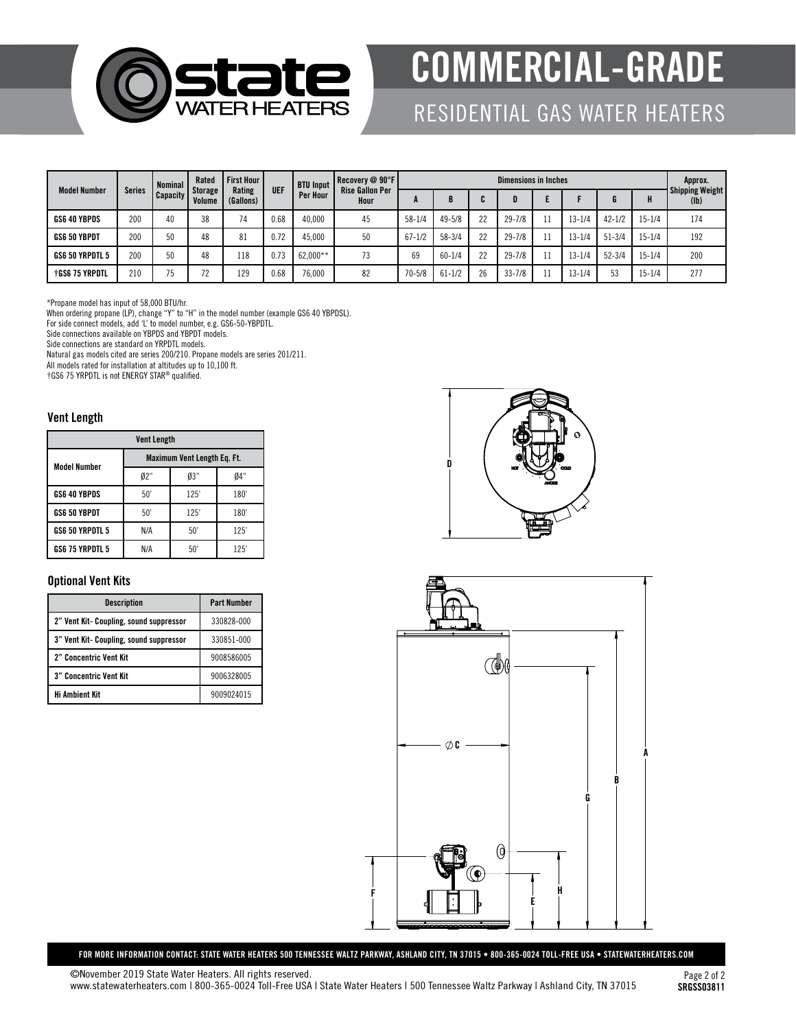# COMMERCIAL-GRADE

## RESIDENTIAL GAS WATER HEATERS

| Model Number | Series | Nominal Capacity | Rated Storage Volume | First Hour Rating (Gallons) | UEF | BTU Input Per Hour | Recovery @ 90°F Rise Gallon Per Hour | Dimensions in Inches | | | | | | | | Approx. Shipping Weight (lb) |
|---|---|---|---|---|---|---|---|---|---|---|---|---|---|---|---|---|
| | | | | | | | | A | B | C | D | E | F | G | H | |
| GS6 40 YBPDS | 200 | 40 | 38 | 74 | 0.68 | 40,000 | 45 | 58-1/4 | 49-5/8 | 22 | 29-7/8 | 11 | 13-1/4 | 42-1/2 | 15-1/4 | 174 |
| GS6 50 YBPDT | 200 | 50 | 48 | 81 | 0.72 | 45,000 | 50 | 67-1/2 | 58-3/4 | 22 | 29-7/8 | 11 | 13-1/4 | 51-3/4 | 15-1/4 | 192 |
| GS6 50 YRPDTL 5 | 200 | 50 | 48 | 118 | 0.73 | 62,000** | 73 | 69 | 60-1/4 | 22 | 29-7/8 | 11 | 13-1/4 | 52-3/4 | 15-1/4 | 200 |
| †GS6 75 YRPDTL | 210 | 75 | 72 | 129 | 0.68 | 76,000 | 82 | 70-5/8 | 61-1/2 | 26 | 33-7/8 | 11 | 13-1/4 | 53 | 15-1/4 | 277 |

*Propane model has input of 58,000 BTU/hr.
When ordering propane (LP), change "Y" to "H" in the model number (example GS6 40 YBPDSL).
For side connect models, add 'L' to model number, e.g. GS6-50-YBPDTL.
Side connections available on YBPDS and YBPDT models.
Side connections are standard on YRPDTL models.
Natural gas models cited are series 200/210. Propane models are series 201/211.
All models rated for installation at altitudes up to 10,100 ft.
†GS6 75 YRPDTL is not ENERGY STAR® qualified.

### Vent Length

| Model Number | Maximum Vent Length Eq. Ft. | | |
|---|---|---|---|
| | Ø2" | Ø3" | Ø4" |
| GS6 40 YBPDS | 50' | 125' | 180' |
| GS6 50 YBPDT | 50' | 125' | 180' |
| GS6 50 YRPDTL 5 | N/A | 50' | 125' |
| GS6 75 YRPDTL 5 | N/A | 50' | 125' |

### Optional Vent Kits

| Description | Part Number |
|---|---|
| 2" Vent Kit- Coupling, sound suppressor | 330828-000 |
| 3" Vent Kit- Coupling, sound suppressor | 330851-000 |
| 2" Concentric Vent Kit | 9008586005 |
| 3" Concentric Vent Kit | 9006328005 |
| Hi Ambient Kit | 9009024015 |

D
HOT
COLD
ANODE

ØC
A
B
G
F
E
H

FOR MORE INFORMATION CONTACT: STATE WATER HEATERS 500 TENNESSEE WALTZ PARKWAY, ASHLAND CITY, TN 37015 • 800-365-0024 TOLL-FREE USA • STATEWATERHEATERS.COM

©November 2019 State Water Heaters. All rights reserved.
www.statewaterheaters.com | 800-365-0024 Toll-Free USA | State Water Heaters | 500 Tennessee Waltz Parkway | Ashland City, TN 37015

SRGSS03811